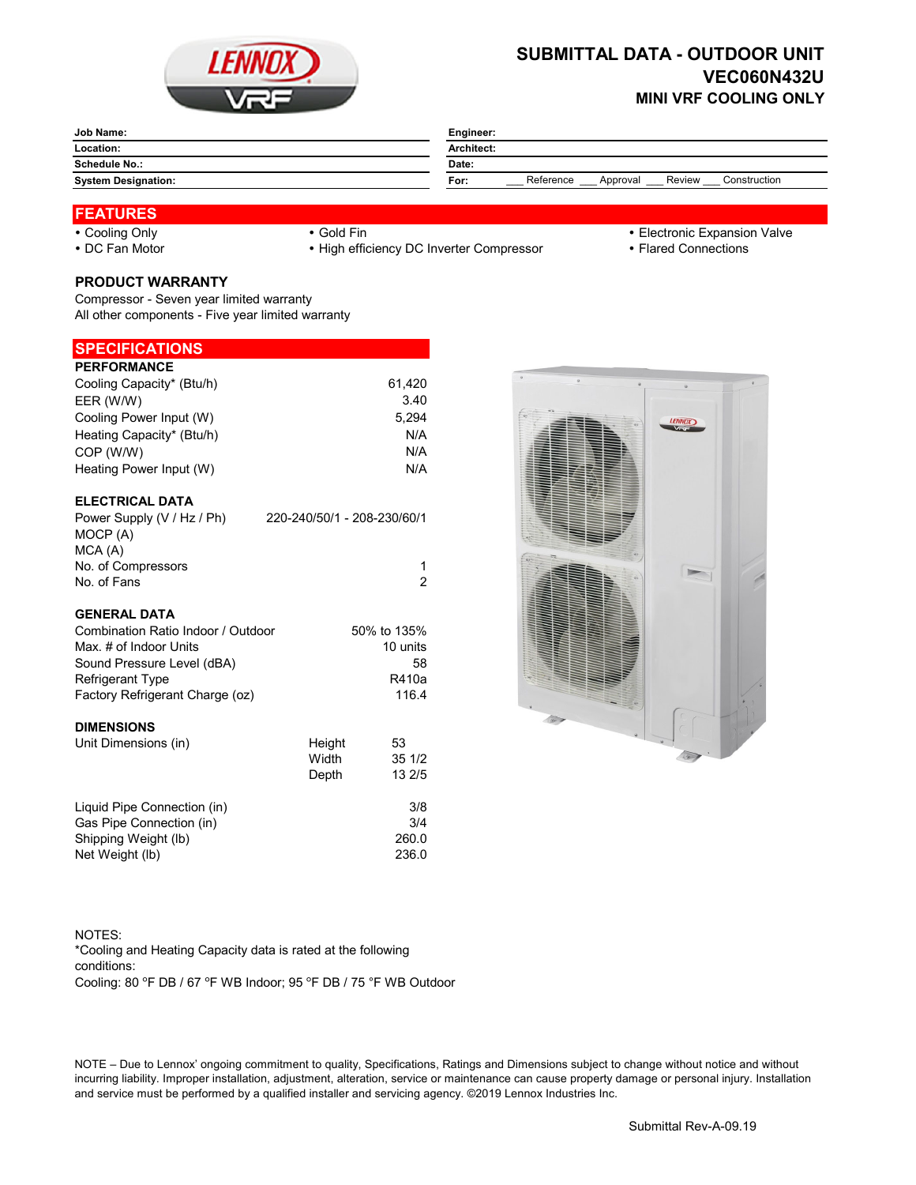# SUBMITTAL DATA - OUTDOOR UNIT
## VEC060N432U
### MINI VRF COOLING ONLY

| | |
|---|---|
| **Job Name:** | **Engineer:** |
| **Location:** | **Architect:** |
| **Schedule No.:** | **Date:** |
| **System Designation:** | **For:** ___ Reference ___ Approval ___ Review ___ Construction |

## FEATURES

- Cooling Only
- DC Fan Motor
- Gold Fin
- High efficiency DC Inverter Compressor
- Electronic Expansion Valve
- Flared Connections

### PRODUCT WARRANTY

Compressor - Seven year limited warranty
All other components - Five year limited warranty

## SPECIFICATIONS

### PERFORMANCE

| | |
|---|---|
| Cooling Capacity* (Btu/h) | 61,420 |
| EER (W/W) | 3.40 |
| Cooling Power Input (W) | 5,294 |
| Heating Capacity* (Btu/h) | N/A |
| COP (W/W) | N/A |
| Heating Power Input (W) | N/A |

### ELECTRICAL DATA

| | |
|---|---|
| Power Supply (V / Hz / Ph) | 220-240/50/1 - 208-230/60/1 |
| MOCP (A) | |
| MCA (A) | |
| No. of Compressors | 1 |
| No. of Fans | 2 |

### GENERAL DATA

| | |
|---|---|
| Combination Ratio Indoor / Outdoor | 50% to 135% |
| Max. # of Indoor Units | 10 units |
| Sound Pressure Level (dBA) | 58 |
| Refrigerant Type | R410a |
| Factory Refrigerant Charge (oz) | 116.4 |

### DIMENSIONS

| | | |
|---|---|---|
| Unit Dimensions (in) | Height | 53 |
| | Width | 35 1/2 |
| | Depth | 13 2/5 |

| | |
|---|---|
| Liquid Pipe Connection (in) | 3/8 |
| Gas Pipe Connection (in) | 3/4 |
| Shipping Weight (lb) | 260.0 |
| Net Weight (lb) | 236.0 |

NOTES:
*Cooling and Heating Capacity data is rated at the following conditions:
Cooling: 80 °F DB / 67 °F WB Indoor; 95 °F DB / 75 °F WB Outdoor

NOTE – Due to Lennox' ongoing commitment to quality, Specifications, Ratings and Dimensions subject to change without notice and without incurring liability. Improper installation, adjustment, alteration, service or maintenance can cause property damage or personal injury. Installation and service must be performed by a qualified installer and servicing agency. ©2019 Lennox Industries Inc.

Submittal Rev-A-09.19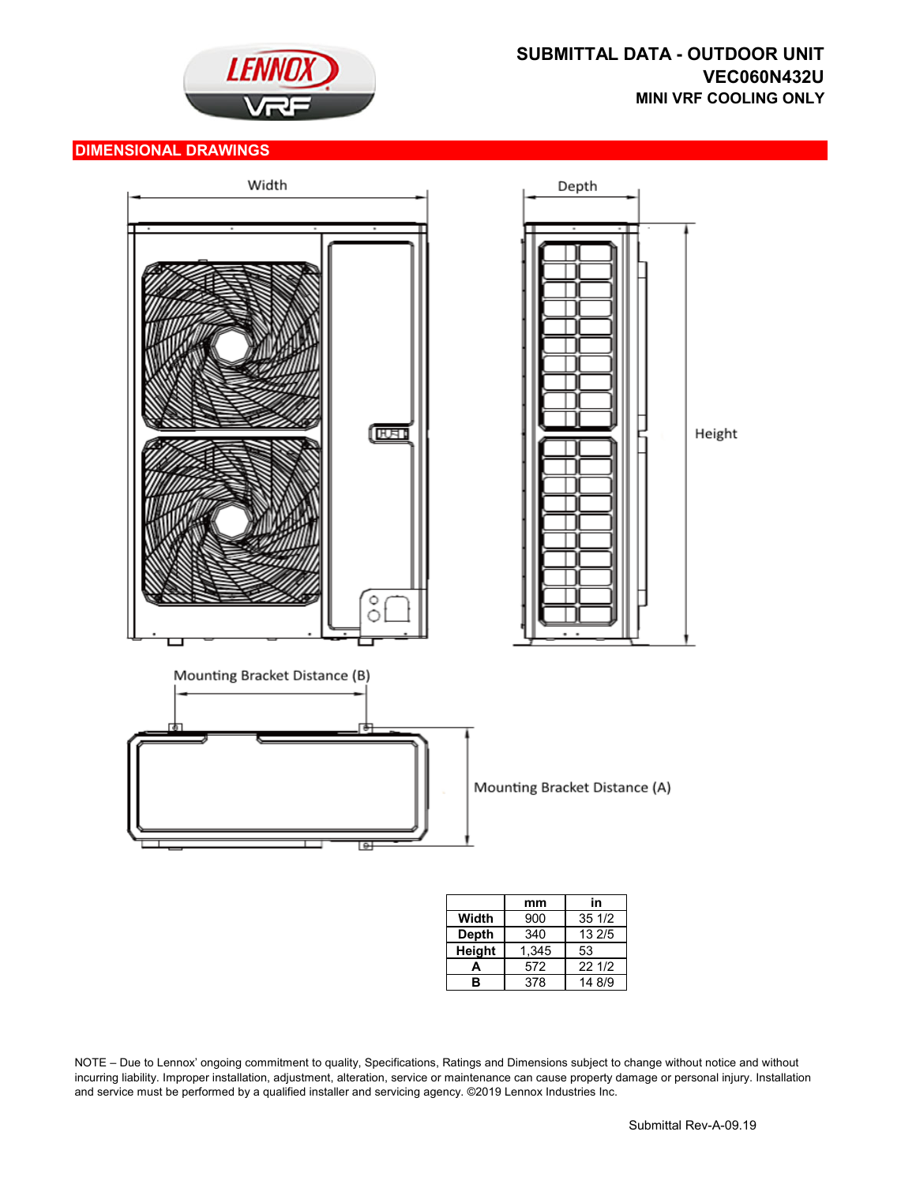# SUBMITTAL DATA - OUTDOOR UNIT
## VEC060N432U
### MINI VRF COOLING ONLY

## DIMENSIONAL DRAWINGS

Width

Depth

Height

Mounting Bracket Distance (B)

Mounting Bracket Distance (A)

| | mm | in |
|---|---|---|
| **Width** | 900 | 35 1/2 |
| **Depth** | 340 | 13 2/5 |
| **Height** | 1,345 | 53 |
| **A** | 572 | 22 1/2 |
| **B** | 378 | 14 8/9 |

NOTE – Due to Lennox' ongoing commitment to quality, Specifications, Ratings and Dimensions subject to change without notice and without incurring liability. Improper installation, adjustment, alteration, service or maintenance can cause property damage or personal injury. Installation and service must be performed by a qualified installer and servicing agency. ©2019 Lennox Industries Inc.

Submittal Rev-A-09.19